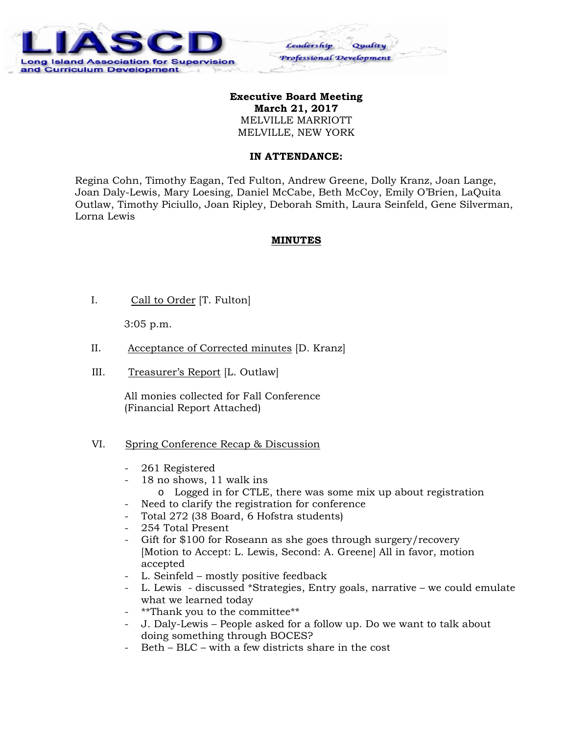LIASCD

Long Island Association for Supervision and Curriculum Development

Leadership Quality Professional Development

**Executive Board Meeting**
**March 21, 2017**
MELVILLE MARRIOTT
MELVILLE, NEW YORK

**IN ATTENDANCE:**

Regina Cohn, Timothy Eagan, Ted Fulton, Andrew Greene, Dolly Kranz, Joan Lange, Joan Daly-Lewis, Mary Loesing, Daniel McCabe, Beth McCoy, Emily O'Brien, LaQuita Outlaw, Timothy Piciullo, Joan Ripley, Deborah Smith, Laura Seinfeld, Gene Silverman, Lorna Lewis

**MINUTES**

I. Call to Order [T. Fulton]

3:05 p.m.

II. Acceptance of Corrected minutes [D. Kranz]

III. Treasurer's Report [L. Outlaw]

All monies collected for Fall Conference
(Financial Report Attached)

VI. Spring Conference Recap & Discussion

- 261 Registered
- 18 no shows, 11 walk ins
  - Logged in for CTLE, there was some mix up about registration
- Need to clarify the registration for conference
- Total 272 (38 Board, 6 Hofstra students)
- 254 Total Present
- Gift for $100 for Roseann as she goes through surgery/recovery [Motion to Accept: L. Lewis, Second: A. Greene] All in favor, motion accepted
- L. Seinfeld – mostly positive feedback
- L. Lewis - discussed *Strategies, Entry goals, narrative – we could emulate what we learned today
- **Thank you to the committee**
- J. Daly-Lewis – People asked for a follow up. Do we want to talk about doing something through BOCES?
- Beth – BLC – with a few districts share in the cost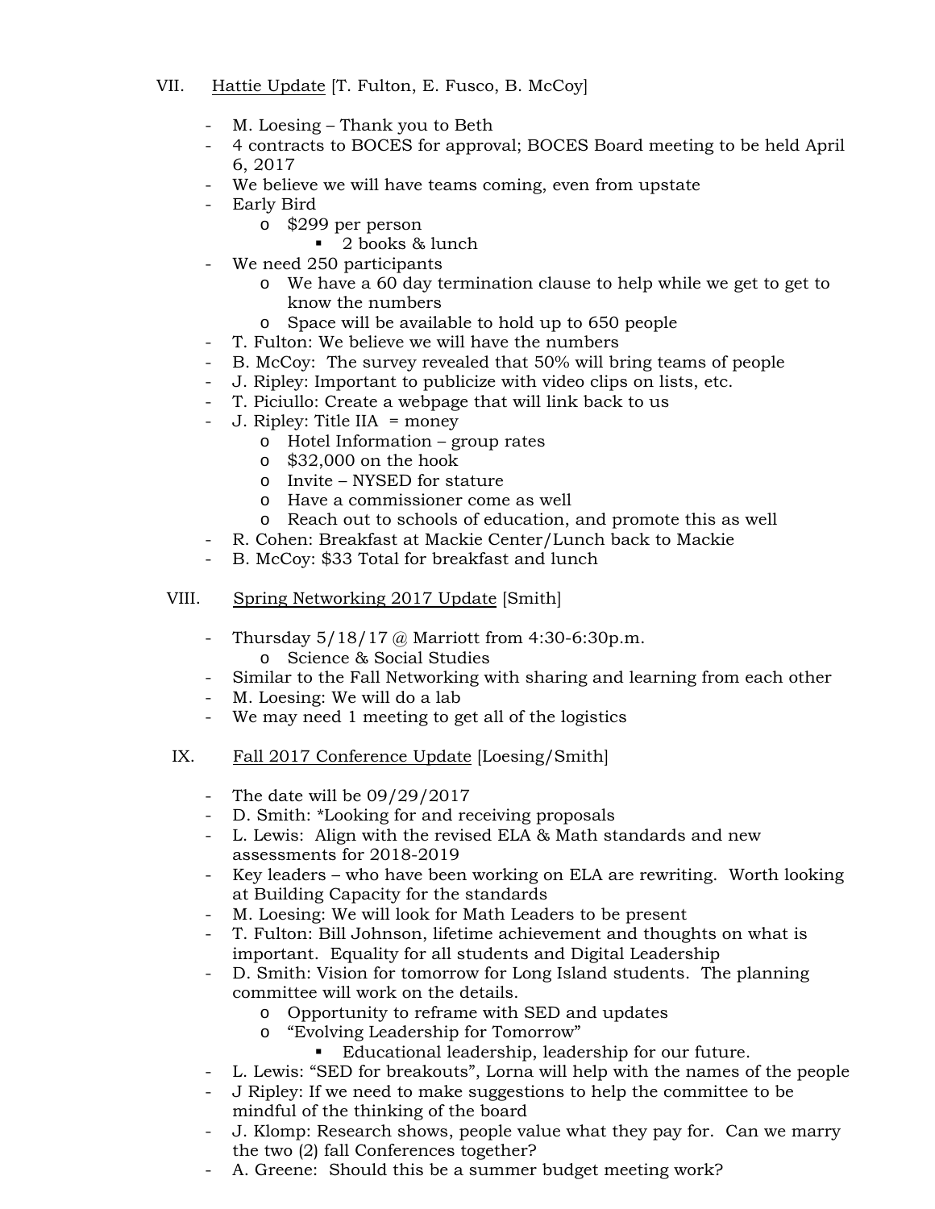VII. <u>Hattie Update</u> [T. Fulton, E. Fusco, B. McCoy]

- M. Loesing – Thank you to Beth
- 4 contracts to BOCES for approval; BOCES Board meeting to be held April 6, 2017
- We believe we will have teams coming, even from upstate
- Early Bird
    - $299 per person
        - 2 books & lunch
- We need 250 participants
    - We have a 60 day termination clause to help while we get to get to know the numbers
    - Space will be available to hold up to 650 people
- T. Fulton: We believe we will have the numbers
- B. McCoy: The survey revealed that 50% will bring teams of people
- J. Ripley: Important to publicize with video clips on lists, etc.
- T. Piciullo: Create a webpage that will link back to us
- J. Ripley: Title IIA = money
    - Hotel Information – group rates
    - $32,000 on the hook
    - Invite – NYSED for stature
    - Have a commissioner come as well
    - Reach out to schools of education, and promote this as well
- R. Cohen: Breakfast at Mackie Center/Lunch back to Mackie
- B. McCoy: $33 Total for breakfast and lunch

VIII. <u>Spring Networking 2017 Update</u> [Smith]

- Thursday 5/18/17 @ Marriott from 4:30-6:30p.m.
    - Science & Social Studies
- Similar to the Fall Networking with sharing and learning from each other
- M. Loesing: We will do a lab
- We may need 1 meeting to get all of the logistics

IX. <u>Fall 2017 Conference Update</u> [Loesing/Smith]

- The date will be 09/29/2017
- D. Smith: *Looking for and receiving proposals
- L. Lewis: Align with the revised ELA & Math standards and new assessments for 2018-2019
- Key leaders – who have been working on ELA are rewriting. Worth looking at Building Capacity for the standards
- M. Loesing: We will look for Math Leaders to be present
- T. Fulton: Bill Johnson, lifetime achievement and thoughts on what is important. Equality for all students and Digital Leadership
- D. Smith: Vision for tomorrow for Long Island students. The planning committee will work on the details.
    - Opportunity to reframe with SED and updates
    - "Evolving Leadership for Tomorrow"
        - Educational leadership, leadership for our future.
- L. Lewis: "SED for breakouts", Lorna will help with the names of the people
- J Ripley: If we need to make suggestions to help the committee to be mindful of the thinking of the board
- J. Klomp: Research shows, people value what they pay for. Can we marry the two (2) fall Conferences together?
- A. Greene: Should this be a summer budget meeting work?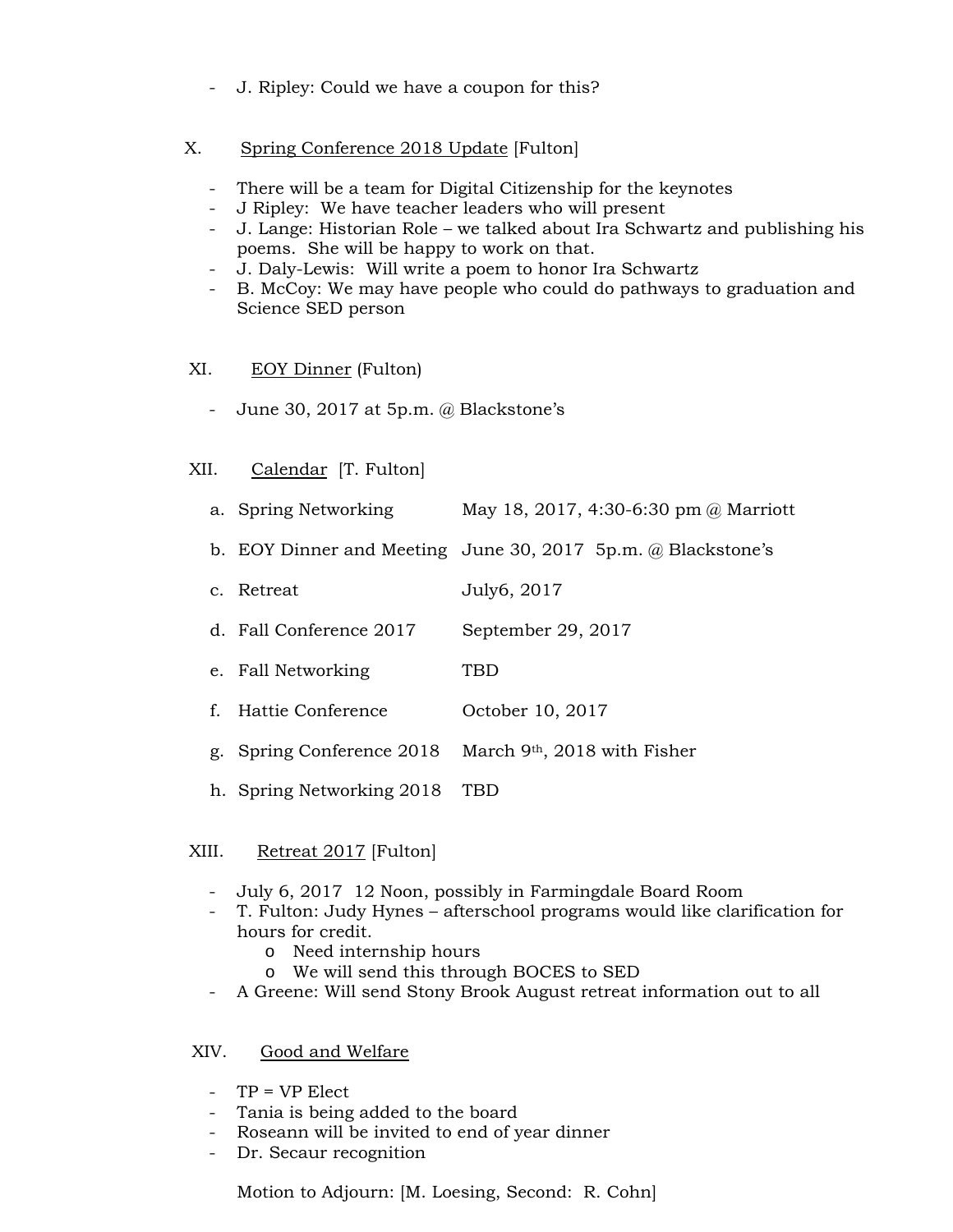- J. Ripley: Could we have a coupon for this?

X. Spring Conference 2018 Update [Fulton]

- There will be a team for Digital Citizenship for the keynotes
- J Ripley: We have teacher leaders who will present
- J. Lange: Historian Role – we talked about Ira Schwartz and publishing his poems. She will be happy to work on that.
- J. Daly-Lewis: Will write a poem to honor Ira Schwartz
- B. McCoy: We may have people who could do pathways to graduation and Science SED person

XI. EOY Dinner (Fulton)

- June 30, 2017 at 5p.m. @ Blackstone's

XII. Calendar [T. Fulton]

a. Spring Networking — May 18, 2017, 4:30-6:30 pm @ Marriott

b. EOY Dinner and Meeting — June 30, 2017 5p.m. @ Blackstone's

c. Retreat — July6, 2017

d. Fall Conference 2017 — September 29, 2017

e. Fall Networking — TBD

f. Hattie Conference — October 10, 2017

g. Spring Conference 2018 — March 9th, 2018 with Fisher

h. Spring Networking 2018 — TBD

XIII. Retreat 2017 [Fulton]

- July 6, 2017 12 Noon, possibly in Farmingdale Board Room
- T. Fulton: Judy Hynes – afterschool programs would like clarification for hours for credit.
  - Need internship hours
  - We will send this through BOCES to SED
- A Greene: Will send Stony Brook August retreat information out to all

XIV. Good and Welfare

- TP = VP Elect
- Tania is being added to the board
- Roseann will be invited to end of year dinner
- Dr. Secaur recognition

Motion to Adjourn: [M. Loesing, Second: R. Cohn]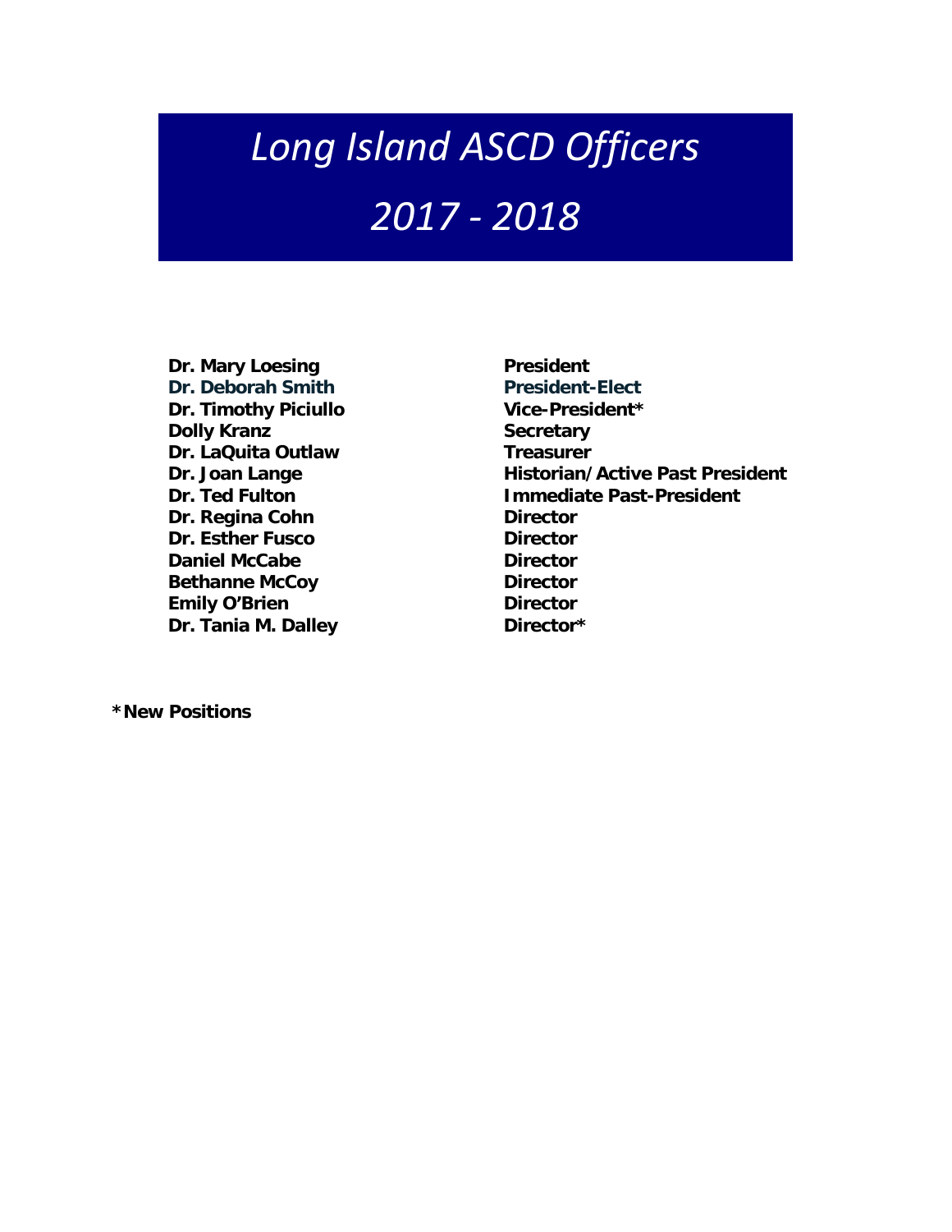# *Long Island ASCD Officers*

# *2017 - 2018*

| | |
|---|---|
| **Dr. Mary Loesing** | **President** |
| **Dr. Deborah Smith** | **President-Elect** |
| **Dr. Timothy Piciullo** | **Vice-President*** |
| **Dolly Kranz** | **Secretary** |
| **Dr. LaQuita Outlaw** | **Treasurer** |
| **Dr. Joan Lange** | **Historian/Active Past President** |
| **Dr. Ted Fulton** | **Immediate Past-President** |
| **Dr. Regina Cohn** | **Director** |
| **Dr. Esther Fusco** | **Director** |
| **Daniel McCabe** | **Director** |
| **Bethanne McCoy** | **Director** |
| **Emily O'Brien** | **Director** |
| **Dr. Tania M. Dalley** | **Director*** |

**\*New Positions**